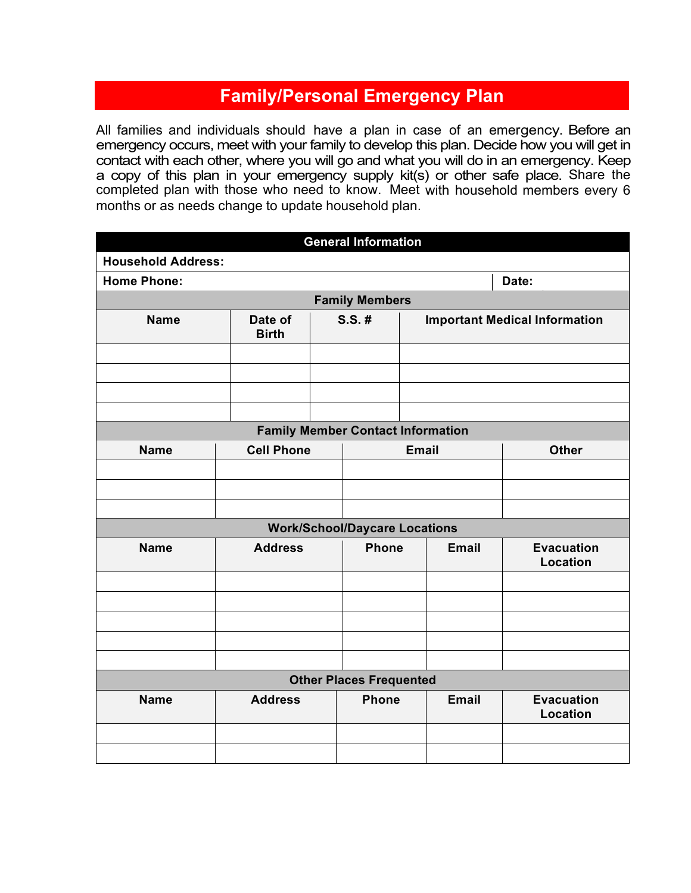# Family/Personal Emergency Plan

All families and individuals should have a plan in case of an emergency. Before an emergency occurs, meet with your family to develop this plan. Decide how you will get in contact with each other, where you will go and what you will do in an emergency. Keep a copy of this plan in your emergency supply kit(s) or other safe place. Share the completed plan with those who need to know. Meet with household members every 6 months or as needs change to update household plan.

## General Information

| **Household Address:** | |
|---|---|
| **Home Phone:** | **Date:** |

### Family Members

| Name | Date of Birth | S.S. # | Important Medical Information |
|---|---|---|---|
| | | | |
| | | | |
| | | | |
| | | | |

### Family Member Contact Information

| Name | Cell Phone | Email | Other |
|---|---|---|---|
| | | | |
| | | | |
| | | | |

### Work/School/Daycare Locations

| Name | Address | Phone | Email | Evacuation Location |
|---|---|---|---|---|
| | | | | |
| | | | | |
| | | | | |
| | | | | |
| | | | | |

### Other Places Frequented

| Name | Address | Phone | Email | Evacuation Location |
|---|---|---|---|---|
| | | | | |
| | | | | |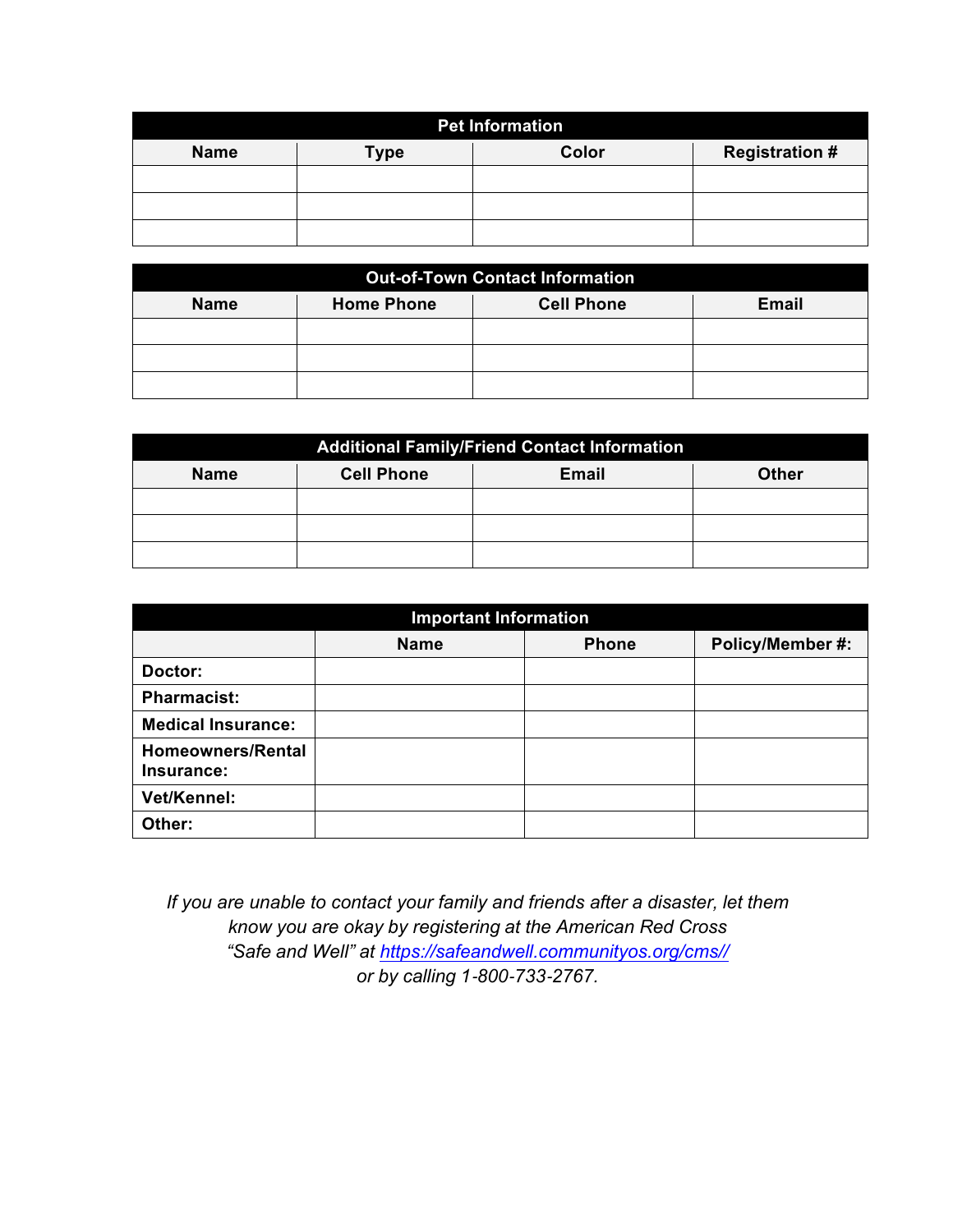| Pet Information | | | |
|---|---|---|---|
| **Name** | **Type** | **Color** | **Registration #** |
| | | | |
| | | | |
| | | | |

| Out-of-Town Contact Information | | | |
|---|---|---|---|
| **Name** | **Home Phone** | **Cell Phone** | **Email** |
| | | | |
| | | | |
| | | | |

| Additional Family/Friend Contact Information | | | |
|---|---|---|---|
| **Name** | **Cell Phone** | **Email** | **Other** |
| | | | |
| | | | |
| | | | |

| Important Information | | | |
|---|---|---|---|
| | **Name** | **Phone** | **Policy/Member #:** |
| **Doctor:** | | | |
| **Pharmacist:** | | | |
| **Medical Insurance:** | | | |
| **Homeowners/Rental Insurance:** | | | |
| **Vet/Kennel:** | | | |
| **Other:** | | | |

*If you are unable to contact your family and friends after a disaster, let them know you are okay by registering at the American Red Cross "Safe and Well" at [https://safeandwell.communityos.org/cms//](https://safeandwell.communityos.org/cms//) or by calling 1-800-733-2767.*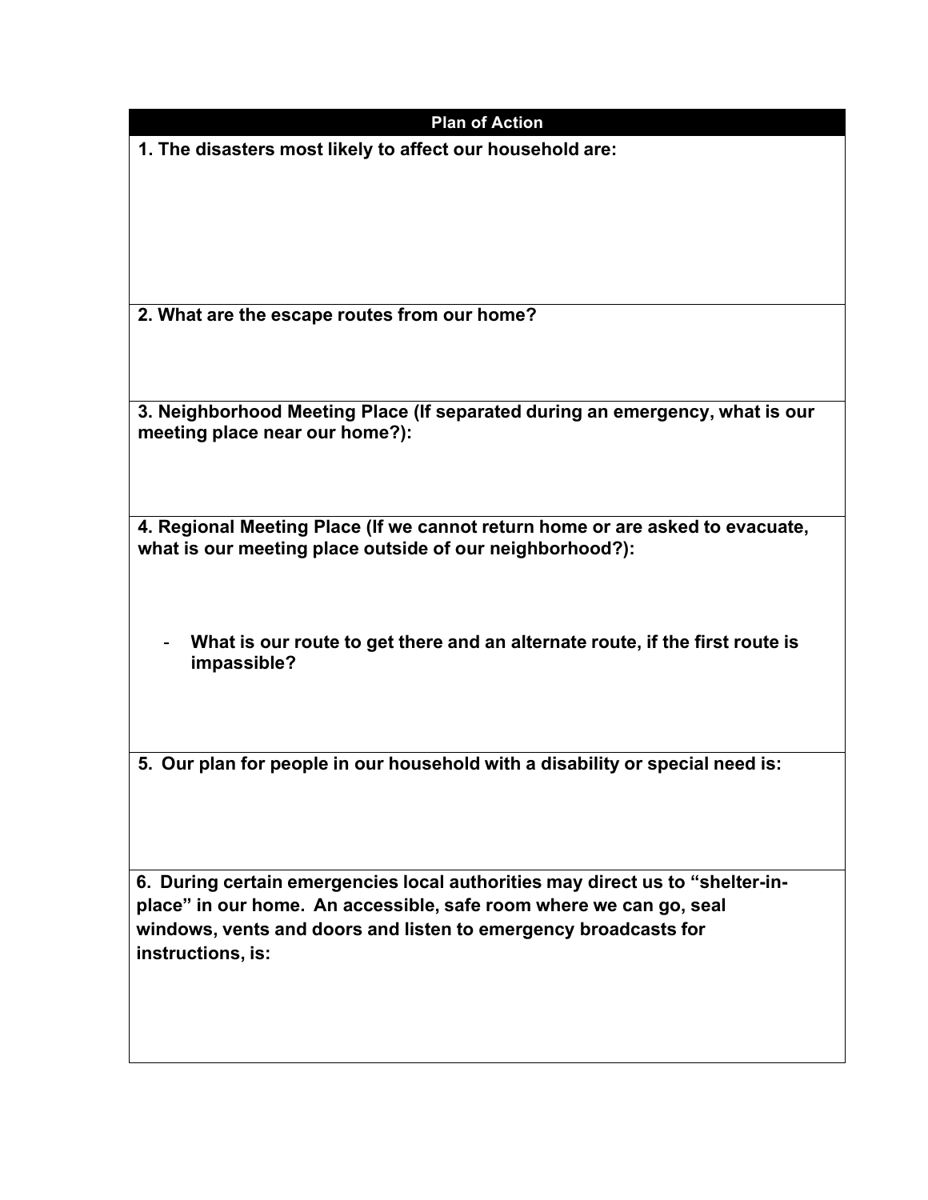| **Plan of Action** |
| --- |
| **1. The disasters most likely to affect our household are:** |
| **2. What are the escape routes from our home?** |
| **3. Neighborhood Meeting Place (If separated during an emergency, what is our meeting place near our home?):** |
| **4. Regional Meeting Place (If we cannot return home or are asked to evacuate, what is our meeting place outside of our neighborhood?):**<br><br>- **What is our route to get there and an alternate route, if the first route is impassible?** |
| **5. Our plan for people in our household with a disability or special need is:** |
| **6. During certain emergencies local authorities may direct us to "shelter-in-place" in our home. An accessible, safe room where we can go, seal windows, vents and doors and listen to emergency broadcasts for instructions, is:** |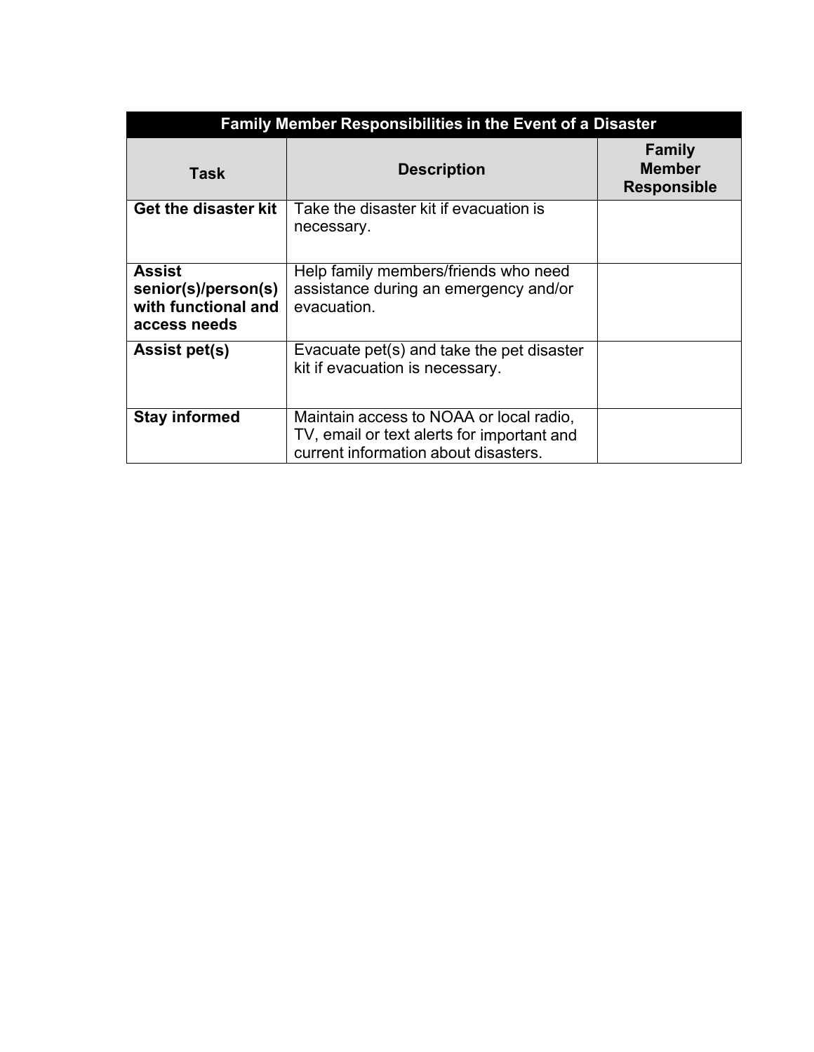| Family Member Responsibilities in the Event of a Disaster | | |
|---|---|---|
| **Task** | **Description** | **Family Member Responsible** |
| **Get the disaster kit** | Take the disaster kit if evacuation is necessary. | |
| **Assist senior(s)/person(s) with functional and access needs** | Help family members/friends who need assistance during an emergency and/or evacuation. | |
| **Assist pet(s)** | Evacuate pet(s) and take the pet disaster kit if evacuation is necessary. | |
| **Stay informed** | Maintain access to NOAA or local radio, TV, email or text alerts for important and current information about disasters. | |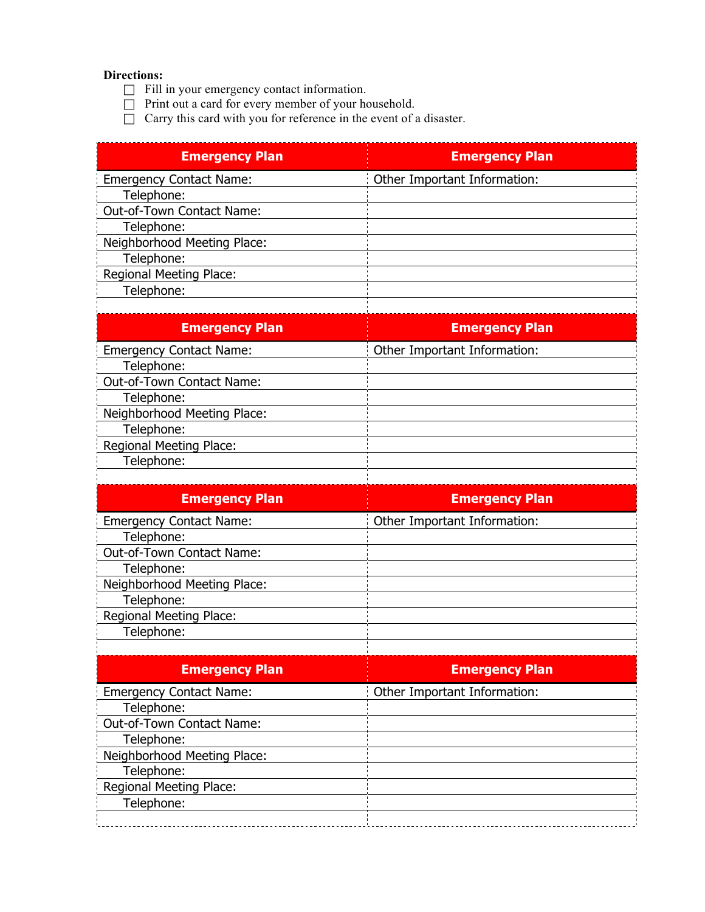**Directions:**

- ☐ Fill in your emergency contact information.
- ☐ Print out a card for every member of your household.
- ☐ Carry this card with you for reference in the event of a disaster.

| Emergency Plan | Emergency Plan |
|---|---|
| Emergency Contact Name: | Other Important Information: |
| Telephone: | |
| Out-of-Town Contact Name: | |
| Telephone: | |
| Neighborhood Meeting Place: | |
| Telephone: | |
| Regional Meeting Place: | |
| Telephone: | |

| Emergency Plan | Emergency Plan |
|---|---|
| Emergency Contact Name: | Other Important Information: |
| Telephone: | |
| Out-of-Town Contact Name: | |
| Telephone: | |
| Neighborhood Meeting Place: | |
| Telephone: | |
| Regional Meeting Place: | |
| Telephone: | |

| Emergency Plan | Emergency Plan |
|---|---|
| Emergency Contact Name: | Other Important Information: |
| Telephone: | |
| Out-of-Town Contact Name: | |
| Telephone: | |
| Neighborhood Meeting Place: | |
| Telephone: | |
| Regional Meeting Place: | |
| Telephone: | |

| Emergency Plan | Emergency Plan |
|---|---|
| Emergency Contact Name: | Other Important Information: |
| Telephone: | |
| Out-of-Town Contact Name: | |
| Telephone: | |
| Neighborhood Meeting Place: | |
| Telephone: | |
| Regional Meeting Place: | |
| Telephone: | |